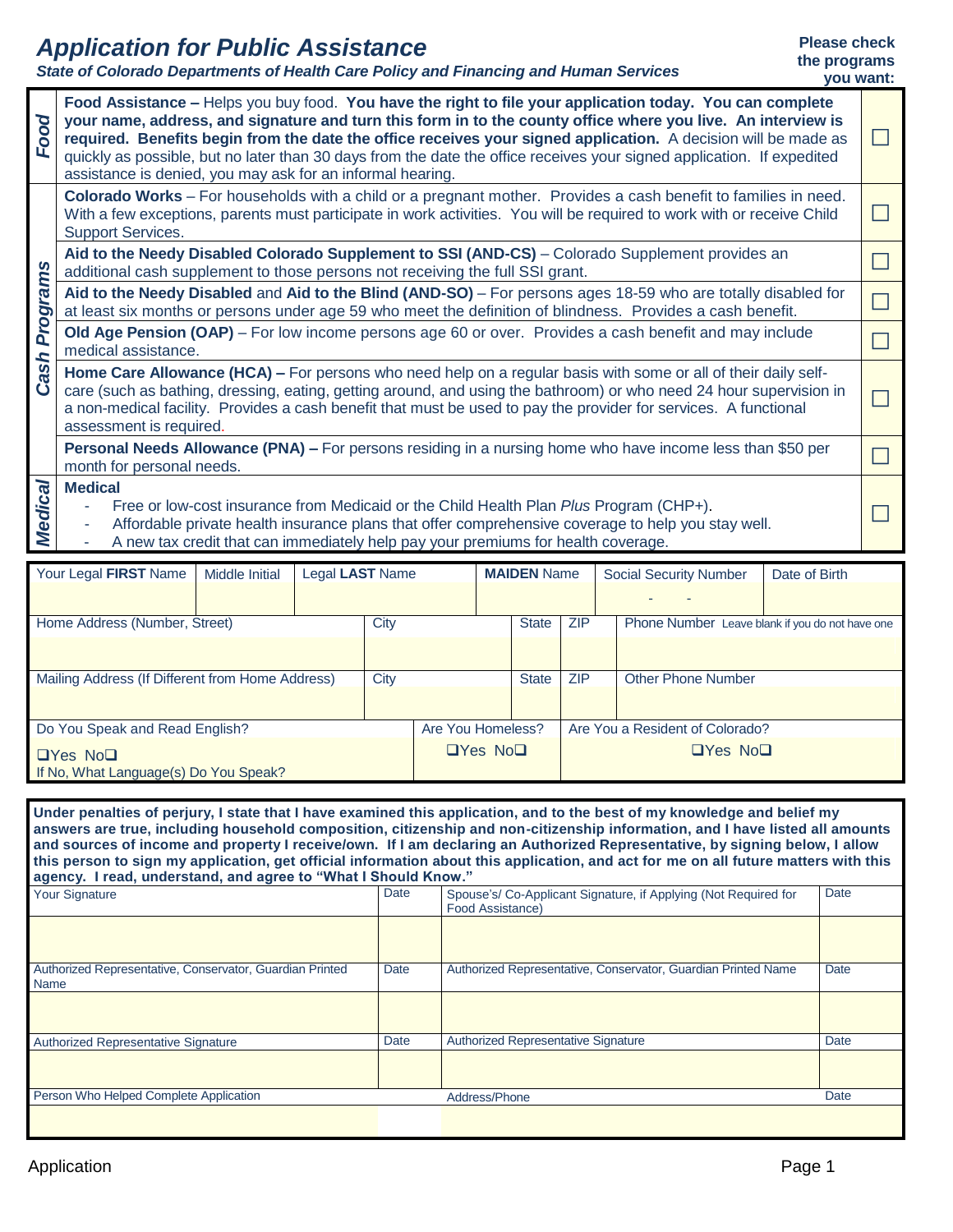# *Application for Public Assistance*

***State of Colorado Departments of Health Care Policy and Financing and Human Services***

**Please check the programs you want:**

| | | |
|---|---|---|
| ***Food*** | **Food Assistance –** Helps you buy food. **You have the right to file your application today. You can complete your name, address, and signature and turn this form in to the county office where you live. An interview is required. Benefits begin from the date the office receives your signed application.** A decision will be made as quickly as possible, but no later than 30 days from the date the office receives your signed application. If expedited assistance is denied, you may ask for an informal hearing. | ☐ |
| ***Cash Programs*** | **Colorado Works** – For households with a child or a pregnant mother. Provides a cash benefit to families in need. With a few exceptions, parents must participate in work activities. You will be required to work with or receive Child Support Services. | ☐ |
| | **Aid to the Needy Disabled Colorado Supplement to SSI (AND-CS)** – Colorado Supplement provides an additional cash supplement to those persons not receiving the full SSI grant. | ☐ |
| | **Aid to the Needy Disabled** and **Aid to the Blind (AND-SO)** – For persons ages 18-59 who are totally disabled for at least six months or persons under age 59 who meet the definition of blindness. Provides a cash benefit. | ☐ |
| | **Old Age Pension (OAP)** – For low income persons age 60 or over. Provides a cash benefit and may include medical assistance. | ☐ |
| | **Home Care Allowance (HCA) –** For persons who need help on a regular basis with some or all of their daily self-care (such as bathing, dressing, eating, getting around, and using the bathroom) or who need 24 hour supervision in a non-medical facility. Provides a cash benefit that must be used to pay the provider for services. A functional assessment is required. | ☐ |
| | **Personal Needs Allowance (PNA) –** For persons residing in a nursing home who have income less than $50 per month for personal needs. | ☐ |
| ***Medical*** | **Medical**<br>- Free or low-cost insurance from Medicaid or the Child Health Plan *Plus* Program (CHP+).<br>- Affordable private health insurance plans that offer comprehensive coverage to help you stay well.<br>- A new tax credit that can immediately help pay your premiums for health coverage. | ☐ |

| Your Legal **FIRST** Name | Middle Initial | Legal **LAST** Name | **MAIDEN** Name | Social Security Number | Date of Birth |
|---|---|---|---|---|---|
| | | | | - - | |

| Home Address (Number, Street) | City | State | ZIP | Phone Number Leave blank if you do not have one |
|---|---|---|---|---|
| | | | | |
| **Mailing Address (If Different from Home Address)** | **City** | **State** | **ZIP** | **Other Phone Number** |
| | | | | |

| Do You Speak and Read English? | Are You Homeless? | Are You a Resident of Colorado? |
|---|---|---|
| ☐Yes No☐<br>If No, What Language(s) Do You Speak? | ☐Yes No☐ | ☐Yes No☐ |

**Under penalties of perjury, I state that I have examined this application, and to the best of my knowledge and belief my answers are true, including household composition, citizenship and non-citizenship information, and I have listed all amounts and sources of income and property I receive/own. If I am declaring an Authorized Representative, by signing below, I allow this person to sign my application, get official information about this application, and act for me on all future matters with this agency. I read, understand, and agree to "What I Should Know."**

| Your Signature | Date | Spouse's/ Co-Applicant Signature, if Applying (Not Required for Food Assistance) | Date |
|---|---|---|---|
| | | | |
| **Authorized Representative, Conservator, Guardian Printed Name** | **Date** | **Authorized Representative, Conservator, Guardian Printed Name** | **Date** |
| | | | |
| **Authorized Representative Signature** | **Date** | **Authorized Representative Signature** | **Date** |
| | | | |
| **Person Who Helped Complete Application** | | **Address/Phone** | **Date** |
| | | | |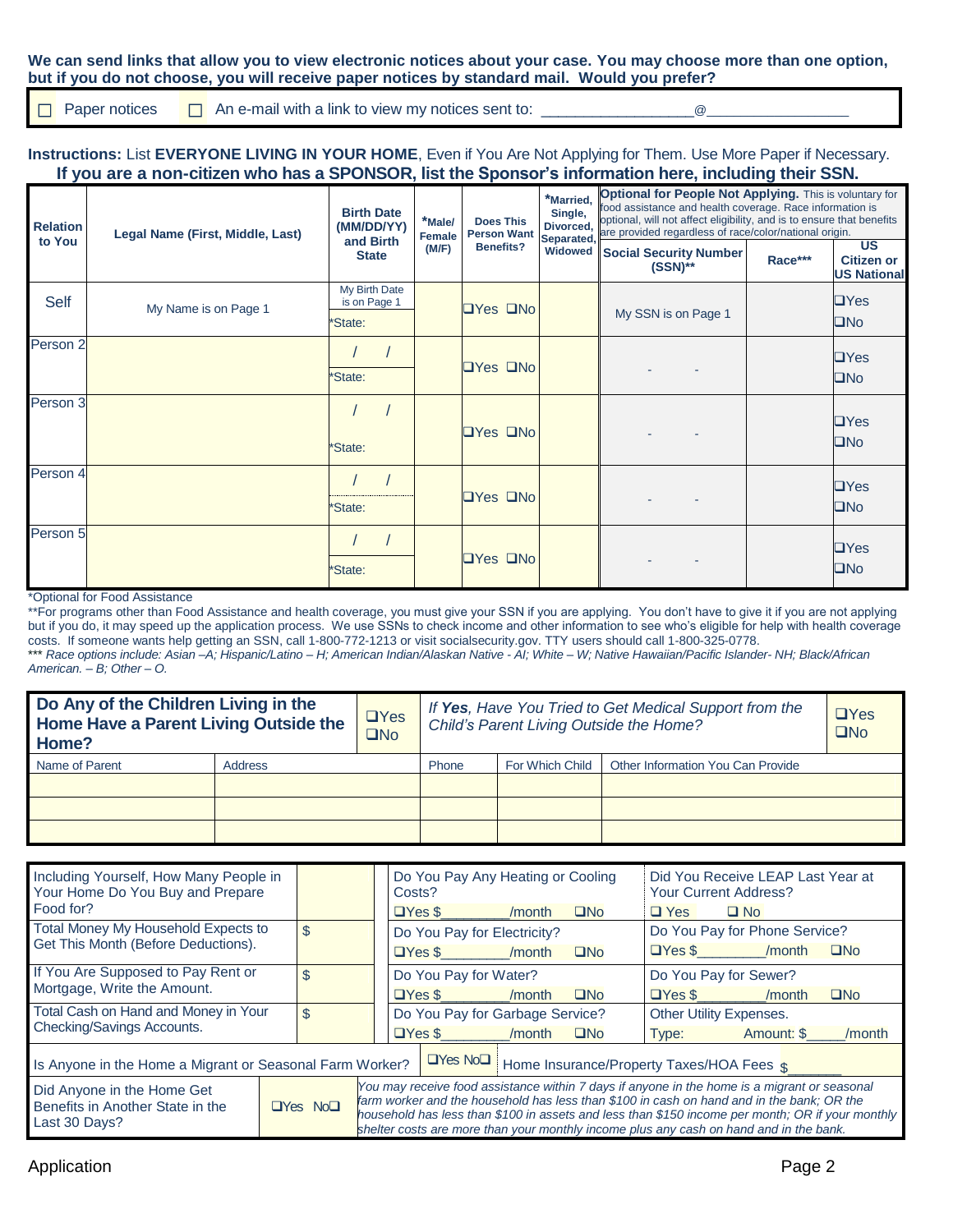**We can send links that allow you to view electronic notices about your case. You may choose more than one option, but if you do not choose, you will receive paper notices by standard mail. Would you prefer?**

☐ Paper notices ☐ An e-mail with a link to view my notices sent to: ________________@________________

**Instructions:** List **EVERYONE LIVING IN YOUR HOME**, Even if You Are Not Applying for Them. Use More Paper if Necessary.

**If you are a non-citizen who has a SPONSOR, list the Sponsor's information here, including their SSN.**

| Relation to You | Legal Name (First, Middle, Last) | Birth Date (MM/DD/YY) and Birth State | *Male/ Female (M/F) | Does This Person Want Benefits? | *Married, Single, Divorced, Separated, Widowed | **Optional for People Not Applying.** This is voluntary for food assistance and health coverage. Race information is optional, will not affect eligibility, and is to ensure that benefits are provided regardless of race/color/national origin. Social Security Number (SSN)** | Race*** | US Citizen or US National |
|---|---|---|---|---|---|---|---|---|
| Self | My Name is on Page 1 | My Birth Date is on Page 1 *State: | | ❑Yes ❑No | | My SSN is on Page 1 | | ❑Yes ❑No |
| Person 2 | | / / *State: | | ❑Yes ❑No | | - - | | ❑Yes ❑No |
| Person 3 | | / / *State: | | ❑Yes ❑No | | - - | | ❑Yes ❑No |
| Person 4 | | / / *State: | | ❑Yes ❑No | | - - | | ❑Yes ❑No |
| Person 5 | | / / *State: | | ❑Yes ❑No | | - - | | ❑Yes ❑No |

*Optional for Food Assistance

**For programs other than Food Assistance and health coverage, you must give your SSN if you are applying. You don't have to give it if you are not applying but if you do, it may speed up the application process. We use SSNs to check income and other information to see who's eligible for help with health coverage costs. If someone wants help getting an SSN, call 1-800-772-1213 or visit socialsecurity.gov. TTY users should call 1-800-325-0778.

*** *Race options include: Asian –A; Hispanic/Latino – H; American Indian/Alaskan Native - AI; White – W; Native Hawaiian/Pacific Islander- NH; Black/African American. – B; Other – O.*

| **Do Any of the Children Living in the Home Have a Parent Living Outside the Home?** | ❑Yes ❑No | *If **Yes**, Have You Tried to Get Medical Support from the Child's Parent Living Outside the Home?* | | ❑Yes ❑No |
|---|---|---|---|---|
| Name of Parent | Address | Phone | For Which Child | Other Information You Can Provide |
| | | | | |
| | | | | |
| | | | | |

| | | | |
|---|---|---|---|
| Including Yourself, How Many People in Your Home Do You Buy and Prepare Food for? | | Do You Pay Any Heating or Cooling Costs? ❑Yes $________/month ❑No | Did You Receive LEAP Last Year at Your Current Address? ❑ Yes ❑ No |
| Total Money My Household Expects to Get This Month (Before Deductions). | $ | Do You Pay for Electricity? ❑Yes $________/month ❑No | Do You Pay for Phone Service? ❑Yes $________/month ❑No |
| If You Are Supposed to Pay Rent or Mortgage, Write the Amount. | $ | Do You Pay for Water? ❑Yes $________/month ❑No | Do You Pay for Sewer? ❑Yes $________/month ❑No |
| Total Cash on Hand and Money in Your Checking/Savings Accounts. | $ | Do You Pay for Garbage Service? ❑Yes $________/month ❑No | Other Utility Expenses. Type: Amount: $_____/month |
| Is Anyone in the Home a Migrant or Seasonal Farm Worker? | ❑Yes No❑ | Home Insurance/Property Taxes/HOA Fees $_______ | |
| Did Anyone in the Home Get Benefits in Another State in the Last 30 Days? | ❑Yes No❑ | *You may receive food assistance within 7 days if anyone in the home is a migrant or seasonal farm worker and the household has less than $100 in cash on hand and in the bank; OR the household has less than $100 in assets and less than $150 income per month; OR if your monthly shelter costs are more than your monthly income plus any cash on hand and in the bank.* | |

Application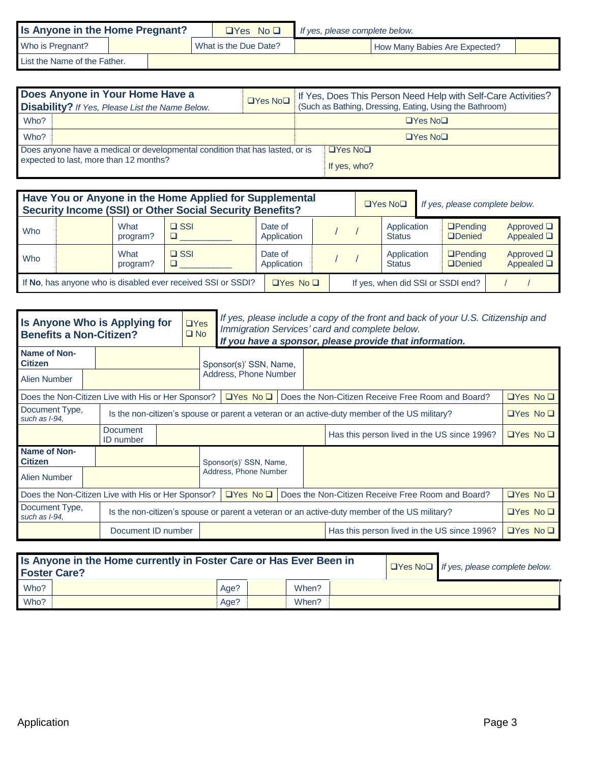| **Is Anyone in the Home Pregnant?** | ❑Yes No ❑ | *If yes, please complete below.* | | | |
|---|---|---|---|---|---|
| Who is Pregnant? | | What is the Due Date? | | How Many Babies Are Expected? | |
| List the Name of the Father. | | | | | |

| **Does Anyone in Your Home Have a Disability?** *If Yes, Please List the Name Below.* | ❑Yes No❑ | If Yes, Does This Person Need Help with Self-Care Activities? (Such as Bathing, Dressing, Eating, Using the Bathroom) |
|---|---|---|
| Who? | | ❑Yes No❑ |
| Who? | | ❑Yes No❑ |
| Does anyone have a medical or developmental condition that has lasted, or is expected to last, more than 12 months? | ❑Yes No❑ | If yes, who? |

| **Have You or Anyone in the Home Applied for Supplemental Security Income (SSI) or Other Social Security Benefits?** | | | | ❑Yes No❑ | *If yes, please complete below.* | | |
|---|---|---|---|---|---|---|---|
| Who | | What program? | ❑ SSI ❑ __________ | Date of Application | / / | Application Status | ❑Pending ❑Denied Approved ❑ Appealed ❑ |
| Who | | What program? | ❑ SSI ❑ __________ | Date of Application | / / | Application Status | ❑Pending ❑Denied Approved ❑ Appealed ❑ |
| If **No**, has anyone who is disabled ever received SSI or SSDI? | | | ❑Yes No ❑ | If yes, when did SSI or SSDI end? | / / | | |

| **Is Anyone Who is Applying for Benefits a Non-Citizen?** | ❑Yes ❑ No | *If yes, please include a copy of the front and back of your U.S. Citizenship and Immigration Services' card and complete below.* ***If you have a sponsor, please provide that information.*** | | | |
|---|---|---|---|---|---|
| **Name of Non-Citizen** | | Sponsor(s)' SSN, Name, Address, Phone Number | | | |
| Alien Number | | | | | |
| Does the Non-Citizen Live with His or Her Sponsor? | ❑Yes No ❑ | Does the Non-Citizen Receive Free Room and Board? | | | ❑Yes No ❑ |
| Document Type, *such as I-94,* | Is the non-citizen's spouse or parent a veteran or an active-duty member of the US military? | | | | ❑Yes No ❑ |
| | Document ID number | | Has this person lived in the US since 1996? | | ❑Yes No ❑ |
| **Name of Non-Citizen** | | Sponsor(s)' SSN, Name, Address, Phone Number | | | |
| Alien Number | | | | | |
| Does the Non-Citizen Live with His or Her Sponsor? | ❑Yes No ❑ | Does the Non-Citizen Receive Free Room and Board? | | | ❑Yes No ❑ |
| Document Type, *such as I-94,* | Is the non-citizen's spouse or parent a veteran or an active-duty member of the US military? | | | | ❑Yes No ❑ |
| | Document ID number | | Has this person lived in the US since 1996? | | ❑Yes No ❑ |

| **Is Anyone in the Home currently in Foster Care or Has Ever Been in Foster Care?** | | | | ❑Yes No❑ | *If yes, please complete below.* |
|---|---|---|---|---|---|
| Who? | | Age? | | When? | |
| Who? | | Age? | | When? | |

Application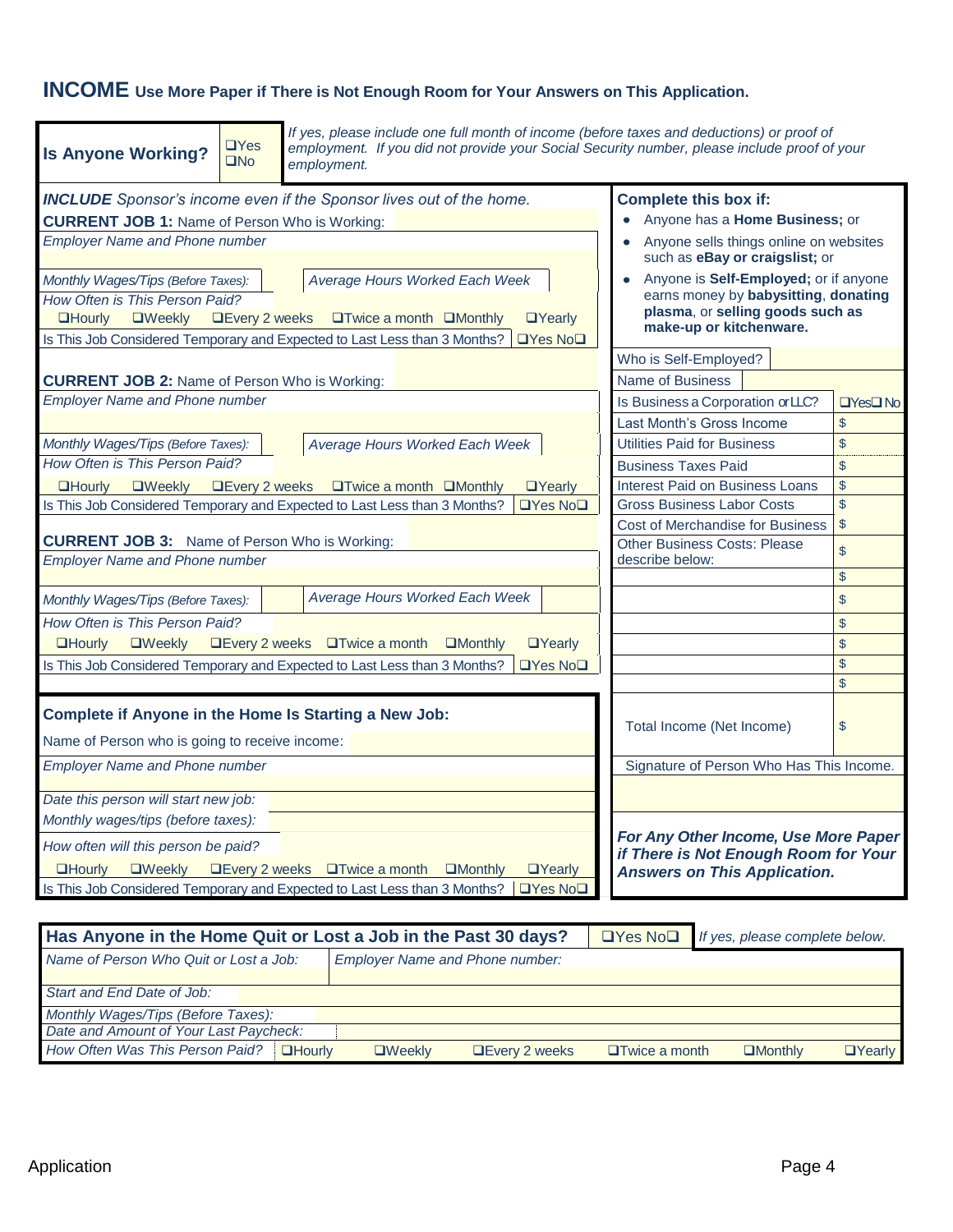## INCOME Use More Paper if There is Not Enough Room for Your Answers on This Application.

| **Is Anyone Working?** | ❑Yes ❑No | *If yes, please include one full month of income (before taxes and deductions) or proof of employment. If you did not provide your Social Security number, please include proof of your employment.* |
|---|---|---|

***INCLUDE** Sponsor's income even if the Sponsor lives out of the home.*

**CURRENT JOB 1:** Name of Person Who is Working:

*Employer Name and Phone number*

*Monthly Wages/Tips (Before Taxes):* | *Average Hours Worked Each Week*

*How Often is This Person Paid?*
❑Hourly ❑Weekly ❑Every 2 weeks ❑Twice a month ❑Monthly ❑Yearly

Is This Job Considered Temporary and Expected to Last Less than 3 Months? ❑Yes No❑

**CURRENT JOB 2:** Name of Person Who is Working:

*Employer Name and Phone number*

*Monthly Wages/Tips (Before Taxes):* | *Average Hours Worked Each Week*

*How Often is This Person Paid?*
❑Hourly ❑Weekly ❑Every 2 weeks ❑Twice a month ❑Monthly ❑Yearly

Is This Job Considered Temporary and Expected to Last Less than 3 Months? ❑Yes No❑

**CURRENT JOB 3:** Name of Person Who is Working:

*Employer Name and Phone number*

*Monthly Wages/Tips (Before Taxes):* | *Average Hours Worked Each Week*

*How Often is This Person Paid?*
❑Hourly ❑Weekly ❑Every 2 weeks ❑Twice a month ❑Monthly ❑Yearly

Is This Job Considered Temporary and Expected to Last Less than 3 Months? ❑Yes No❑

**Complete if Anyone in the Home Is Starting a New Job:**

Name of Person who is going to receive income:

*Employer Name and Phone number*

*Date this person will start new job:*

*Monthly wages/tips (before taxes):*

*How often will this person be paid?*
❑Hourly ❑Weekly ❑Every 2 weeks ❑Twice a month ❑Monthly ❑Yearly

Is This Job Considered Temporary and Expected to Last Less than 3 Months? ❑Yes No❑

**Complete this box if:**

- Anyone has a **Home Business;** or
- Anyone sells things online on websites such as **eBay or craigslist;** or
- Anyone is **Self-Employed;** or if anyone earns money by **babysitting**, **donating plasma**, or **selling goods such as make-up or kitchenware.**

| Who is Self-Employed? | |
|---|---|
| Name of Business | |
| Is Business a Corporation or LLC? | ❑Yes❑ No |
| Last Month's Gross Income | $ |
| Utilities Paid for Business | $ |
| Business Taxes Paid | $ |
| Interest Paid on Business Loans | $ |
| Gross Business Labor Costs | $ |
| Cost of Merchandise for Business | $ |
| Other Business Costs: Please describe below: | $ |
| | $ |
| | $ |
| | $ |
| | $ |
| | $ |
| | $ |
| Total Income (Net Income) | $ |

Signature of Person Who Has This Income.

***For Any Other Income, Use More Paper if There is Not Enough Room for Your Answers on This Application.***

| **Has Anyone in the Home Quit or Lost a Job in the Past 30 days?** | ❑Yes No❑ | *If yes, please complete below.* |
|---|---|---|

| *Name of Person Who Quit or Lost a Job:* | *Employer Name and Phone number:* |
|---|---|
| *Start and End Date of Job:* | |
| *Monthly Wages/Tips (Before Taxes):* | |
| *Date and Amount of Your Last Paycheck:* | |

*How Often Was This Person Paid?* ❑Hourly ❑Weekly ❑Every 2 weeks ❑Twice a month ❑Monthly ❑Yearly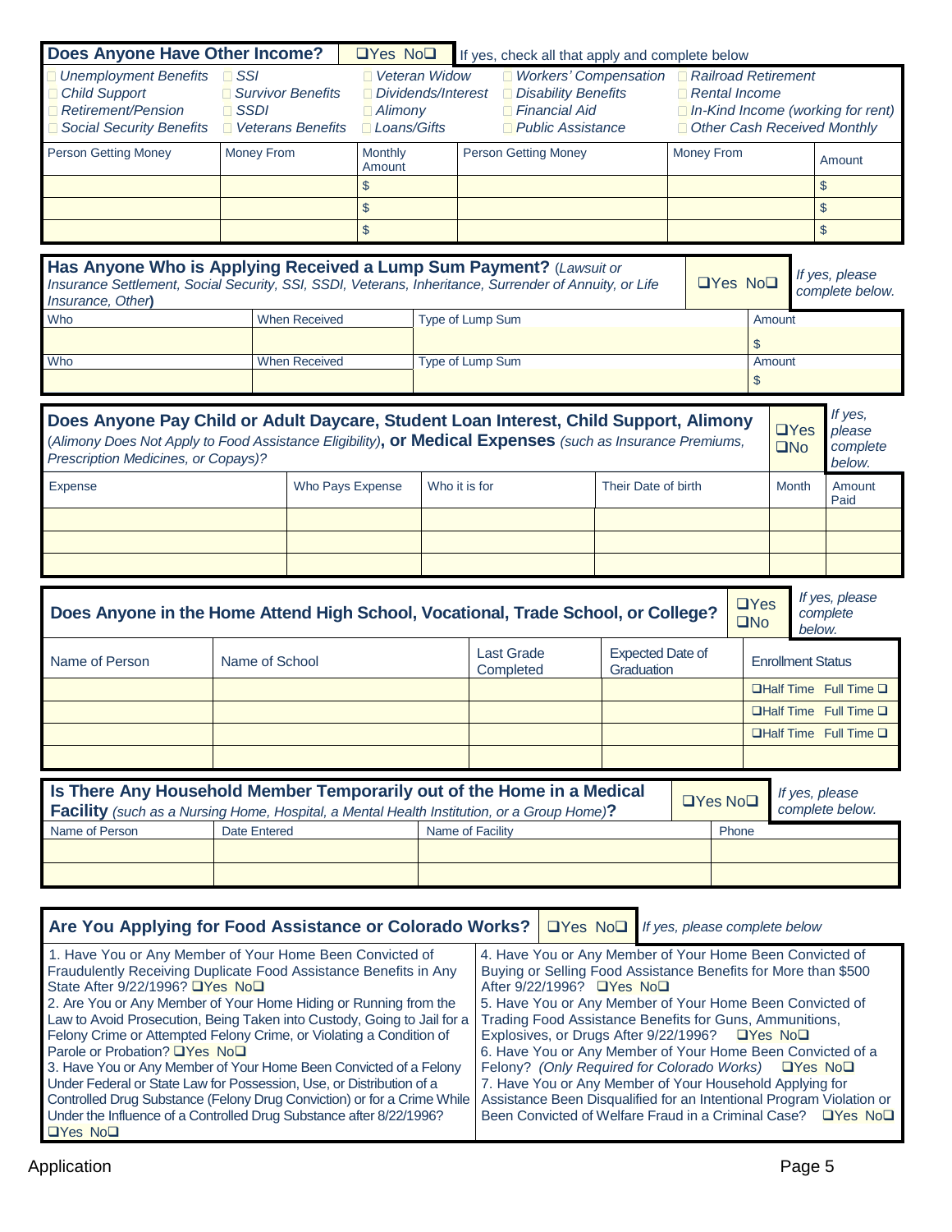## Does Anyone Have Other Income? ☐Yes No☐ If yes, check all that apply and complete below

☐ Unemployment Benefits ☐ SSI ☐ Veteran Widow ☐ Workers' Compensation ☐ Railroad Retirement
☐ Child Support ☐ Survivor Benefits ☐ Dividends/Interest ☐ Disability Benefits ☐ Rental Income
☐ Retirement/Pension ☐ SSDI ☐ Alimony ☐ Financial Aid ☐ In-Kind Income (working for rent)
☐ Social Security Benefits ☐ Veterans Benefits ☐ Loans/Gifts ☐ Public Assistance ☐ Other Cash Received Monthly

| Person Getting Money | Money From | Monthly Amount | Person Getting Money | Money From | Amount |
|---|---|---|---|---|---|
| | | $ | | | $ |
| | | $ | | | $ |
| | | $ | | | $ |

## Has Anyone Who is Applying Received a Lump Sum Payment? (Lawsuit or Insurance Settlement, Social Security, SSI, SSDI, Veterans, Inheritance, Surrender of Annuity, or Life Insurance, Other) ☐Yes No☐ *If yes, please complete below.*

| Who | When Received | Type of Lump Sum | Amount |
|---|---|---|---|
| | | | $ |
| Who | When Received | Type of Lump Sum | Amount |
| | | | $ |

## Does Anyone Pay Child or Adult Daycare, Student Loan Interest, Child Support, Alimony (*Alimony Does Not Apply to Food Assistance Eligibility*), or Medical Expenses (*such as Insurance Premiums, Prescription Medicines, or Copays*)? ☐Yes ☐No *If yes, please complete below.*

| Expense | Who Pays Expense | Who it is for | Their Date of birth | Month | Amount Paid |
|---|---|---|---|---|---|
| | | | | | |
| | | | | | |
| | | | | | |

## Does Anyone in the Home Attend High School, Vocational, Trade School, or College? ☐Yes ☐No *If yes, please complete below.*

| Name of Person | Name of School | Last Grade Completed | Expected Date of Graduation | Enrollment Status |
|---|---|---|---|---|
| | | | | ☐Half Time Full Time ☐ |
| | | | | ☐Half Time Full Time ☐ |
| | | | | ☐Half Time Full Time ☐ |
| | | | | |

## Is There Any Household Member Temporarily out of the Home in a Medical Facility (*such as a Nursing Home, Hospital, a Mental Health Institution, or a Group Home*)? ☐Yes No☐ *If yes, please complete below.*

| Name of Person | Date Entered | Name of Facility | Phone |
|---|---|---|---|
| | | | |
| | | | |

## Are You Applying for Food Assistance or Colorado Works? ☐Yes No☐ *If yes, please complete below*

1. Have You or Any Member of Your Home Been Convicted of Fraudulently Receiving Duplicate Food Assistance Benefits in Any State After 9/22/1996? ☐Yes No☐
2. Are You or Any Member of Your Home Hiding or Running from the Law to Avoid Prosecution, Being Taken into Custody, Going to Jail for a Felony Crime or Attempted Felony Crime, or Violating a Condition of Parole or Probation? ☐Yes No☐
3. Have You or Any Member of Your Home Been Convicted of a Felony Under Federal or State Law for Possession, Use, or Distribution of a Controlled Drug Substance (Felony Drug Conviction) or for a Crime While Under the Influence of a Controlled Drug Substance after 8/22/1996? ☐Yes No☐
4. Have You or Any Member of Your Home Been Convicted of Buying or Selling Food Assistance Benefits for More than $500 After 9/22/1996? ☐Yes No☐
5. Have You or Any Member of Your Home Been Convicted of Trading Food Assistance Benefits for Guns, Ammunitions, Explosives, or Drugs After 9/22/1996? ☐Yes No☐
6. Have You or Any Member of Your Home Been Convicted of a Felony? *(Only Required for Colorado Works)* ☐Yes No☐
7. Have You or Any Member of Your Household Applying for Assistance Been Disqualified for an Intentional Program Violation or Been Convicted of Welfare Fraud in a Criminal Case? ☐Yes No☐

Application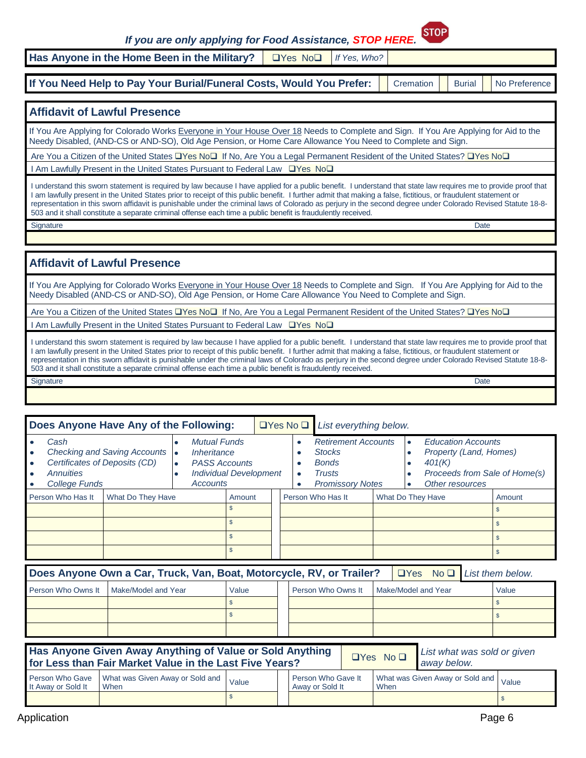*If you are only applying for Food Assistance, STOP HERE.* STOP

**Has Anyone in the Home Been in the Military?** ❑Yes No❑ *If Yes, Who?*

**If You Need Help to Pay Your Burial/Funeral Costs, Would You Prefer:** Cremation | Burial | No Preference

## Affidavit of Lawful Presence

If You Are Applying for Colorado Works Everyone in Your House Over 18 Needs to Complete and Sign. If You Are Applying for Aid to the Needy Disabled, (AND-CS or AND-SO), Old Age Pension, or Home Care Allowance You Need to Complete and Sign.

Are You a Citizen of the United States ❑Yes No❑ If No, Are You a Legal Permanent Resident of the United States? ❑Yes No❑

I Am Lawfully Present in the United States Pursuant to Federal Law ❑Yes No❑

I understand this sworn statement is required by law because I have applied for a public benefit. I understand that state law requires me to provide proof that I am lawfully present in the United States prior to receipt of this public benefit. I further admit that making a false, fictitious, or fraudulent statement or representation in this sworn affidavit is punishable under the criminal laws of Colorado as perjury in the second degree under Colorado Revised Statute 18-8-503 and it shall constitute a separate criminal offense each time a public benefit is fraudulently received.

| Signature | Date |
|---|---|
| | |

## Affidavit of Lawful Presence

If You Are Applying for Colorado Works Everyone in Your House Over 18 Needs to Complete and Sign. If You Are Applying for Aid to the Needy Disabled (AND-CS or AND-SO), Old Age Pension, or Home Care Allowance You Need to Complete and Sign.

Are You a Citizen of the United States ❑Yes No❑ If No, Are You a Legal Permanent Resident of the United States? ❑Yes No❑

I Am Lawfully Present in the United States Pursuant to Federal Law ❑Yes No❑

I understand this sworn statement is required by law because I have applied for a public benefit. I understand that state law requires me to provide proof that I am lawfully present in the United States prior to receipt of this public benefit. I further admit that making a false, fictitious, or fraudulent statement or representation in this sworn affidavit is punishable under the criminal laws of Colorado as perjury in the second degree under Colorado Revised Statute 18-8-503 and it shall constitute a separate criminal offense each time a public benefit is fraudulently received.

| Signature | Date |
|---|---|
| | |

## Does Anyone Have Any of the Following: ❑Yes No ❑ *List everything below.*

- *Cash*
- *Checking and Saving Accounts*
- *Certificates of Deposits (CD)*
- *Annuities*
- *College Funds*
- *Mutual Funds*
- *Inheritance*
- *PASS Accounts*
- *Individual Development Accounts*
- *Retirement Accounts*
- *Stocks*
- *Bonds*
- *Trusts*
- *Promissory Notes*
- *Education Accounts*
- *Property (Land, Homes)*
- *401(K)*
- *Proceeds from Sale of Home(s)*
- *Other resources*

| Person Who Has It | What Do They Have | Amount | | Person Who Has It | What Do They Have | Amount |
|---|---|---|---|---|---|---|
| | | $ | | | | $ |
| | | $ | | | | $ |
| | | $ | | | | $ |
| | | $ | | | | $ |

## Does Anyone Own a Car, Truck, Van, Boat, Motorcycle, RV, or Trailer? ❑Yes No ❑ *List them below.*

| Person Who Owns It | Make/Model and Year | Value | | Person Who Owns It | Make/Model and Year | Value |
|---|---|---|---|---|---|---|
| | | $ | | | | $ |
| | | $ | | | | $ |
| | | | | | | |

## Has Anyone Given Away Anything of Value or Sold Anything for Less than Fair Market Value in the Last Five Years? ❑Yes No ❑ *List what was sold or given away below.*

| Person Who Gave It Away or Sold It | What was Given Away or Sold and When | Value | | Person Who Gave It Away or Sold It | What was Given Away or Sold and When | Value |
|---|---|---|---|---|---|---|
| | | $ | | | | $ |

Application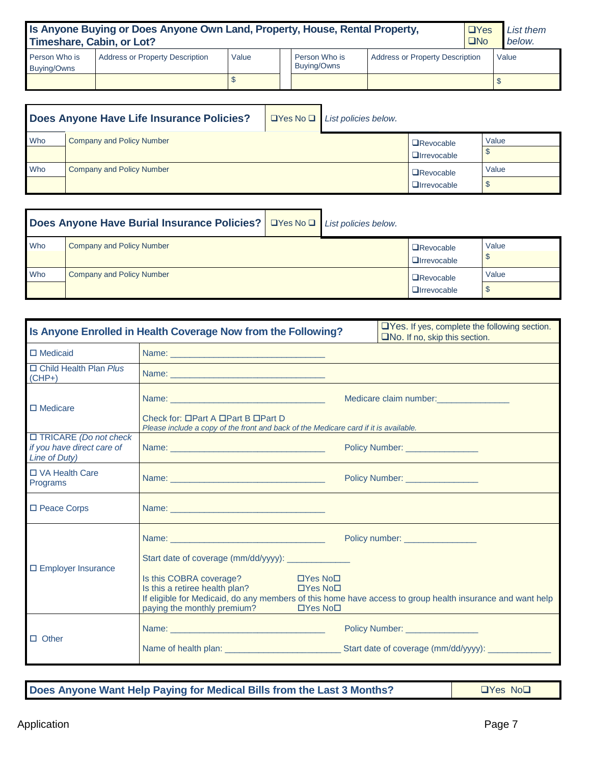| Is Anyone Buying or Does Anyone Own Land, Property, House, Rental Property, Timeshare, Cabin, or Lot? | | ❑Yes ❑No | *List them below.* | | |
|---|---|---|---|---|---|
| Person Who is Buying/Owns | Address or Property Description | Value | Person Who is Buying/Owns | Address or Property Description | Value |
| | | $ | | | $ |

| Does Anyone Have Life Insurance Policies? | ❑Yes No ❑ | *List policies below.* | |
|---|---|---|---|
| Who | Company and Policy Number | ❑Revocable ❑Irrevocable | Value $ |
| Who | Company and Policy Number | ❑Revocable ❑Irrevocable | Value $ |

| Does Anyone Have Burial Insurance Policies? | ❑Yes No ❑ | *List policies below.* | |
|---|---|---|---|
| Who | Company and Policy Number | ❑Revocable ❑Irrevocable | Value $ |
| Who | Company and Policy Number | ❑Revocable ❑Irrevocable | Value $ |

| Is Anyone Enrolled in Health Coverage Now from the Following? | ❑Yes. If yes, complete the following section. ❑No. If no, skip this section. |
|---|---|
| ☐ Medicaid | Name: ________________________________ |
| ☐ Child Health Plan *Plus* (CHP+) | Name: ________________________________ |
| ☐ Medicare | Name: ________________________________ Medicare claim number:_______________ Check for: ☐Part A ☐Part B ☐Part D *Please include a copy of the front and back of the Medicare card if it is available.* |
| ☐ TRICARE *(Do not check if you have direct care of Line of Duty)* | Name: ________________________________ Policy Number: _______________ |
| ☐ VA Health Care Programs | Name: ________________________________ Policy Number: _______________ |
| ☐ Peace Corps | Name: ________________________________ |
| ☐ Employer Insurance | Name: ________________________________ Policy number: _______________ Start date of coverage (mm/dd/yyyy): _____________ Is this COBRA coverage? ☐Yes No☐ Is this a retiree health plan? ☐Yes No☐ If eligible for Medicaid, do any members of this home have access to group health insurance and want help paying the monthly premium? ☐Yes No☐ |
| ☐ Other | Name: ________________________________ Policy Number: _______________ Name of health plan: ________________________ Start date of coverage (mm/dd/yyyy): _____________ |

| Does Anyone Want Help Paying for Medical Bills from the Last 3 Months? | ❑Yes No❑ |
|---|---|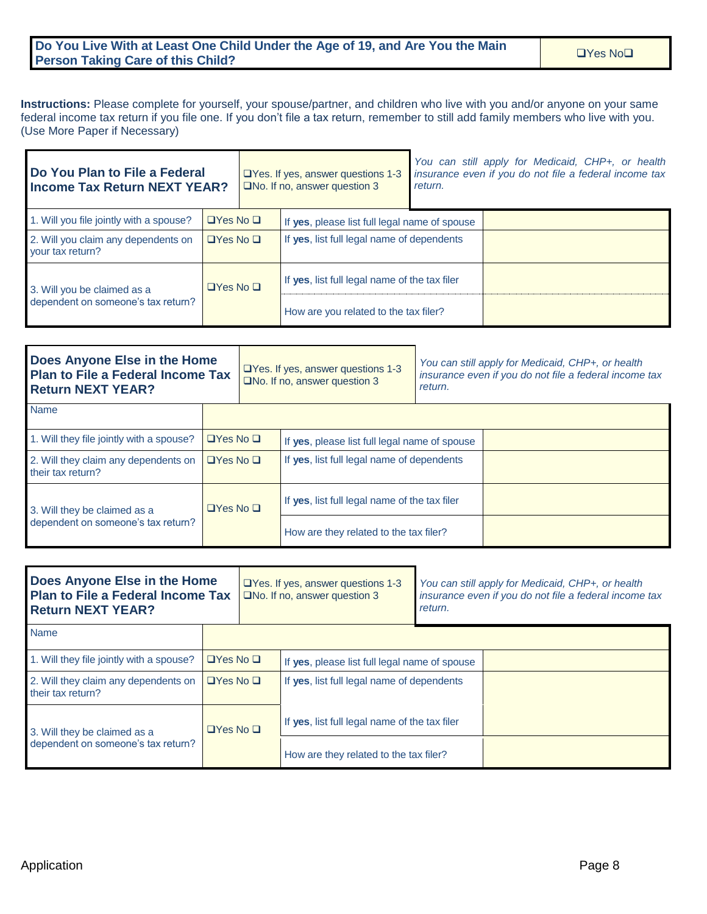| **Do You Live With at Least One Child Under the Age of 19, and Are You the Main Person Taking Care of this Child?** | ❑Yes No❑ |
|---|---|

**Instructions:** Please complete for yourself, your spouse/partner, and children who live with you and/or anyone on your same federal income tax return if you file one. If you don't file a tax return, remember to still add family members who live with you. (Use More Paper if Necessary)

| **Do You Plan to File a Federal Income Tax Return NEXT YEAR?** | ❑Yes. If yes, answer questions 1-3<br>❑No. If no, answer question 3 | *You can still apply for Medicaid, CHP+, or health insurance even if you do not file a federal income tax return.* | |
|---|---|---|---|
| 1. Will you file jointly with a spouse? | ❑Yes No ❑ | If **yes**, please list full legal name of spouse | |
| 2. Will you claim any dependents on your tax return? | ❑Yes No ❑ | If **yes**, list full legal name of dependents | |
| 3. Will you be claimed as a dependent on someone's tax return? | ❑Yes No ❑ | If **yes**, list full legal name of the tax filer | |
| | | How are you related to the tax filer? | |

| **Does Anyone Else in the Home Plan to File a Federal Income Tax Return NEXT YEAR?** | ❑Yes. If yes, answer questions 1-3<br>❑No. If no, answer question 3 | *You can still apply for Medicaid, CHP+, or health insurance even if you do not file a federal income tax return.* | |
|---|---|---|---|
| Name | | | |
| 1. Will they file jointly with a spouse? | ❑Yes No ❑ | If **yes**, please list full legal name of spouse | |
| 2. Will they claim any dependents on their tax return? | ❑Yes No ❑ | If **yes**, list full legal name of dependents | |
| 3. Will they be claimed as a dependent on someone's tax return? | ❑Yes No ❑ | If **yes**, list full legal name of the tax filer | |
| | | How are they related to the tax filer? | |

| **Does Anyone Else in the Home Plan to File a Federal Income Tax Return NEXT YEAR?** | ❑Yes. If yes, answer questions 1-3<br>❑No. If no, answer question 3 | *You can still apply for Medicaid, CHP+, or health insurance even if you do not file a federal income tax return.* | |
|---|---|---|---|
| Name | | | |
| 1. Will they file jointly with a spouse? | ❑Yes No ❑ | If **yes**, please list full legal name of spouse | |
| 2. Will they claim any dependents on their tax return? | ❑Yes No ❑ | If **yes**, list full legal name of dependents | |
| 3. Will they be claimed as a dependent on someone's tax return? | ❑Yes No ❑ | If **yes**, list full legal name of the tax filer | |
| | | How are they related to the tax filer? | |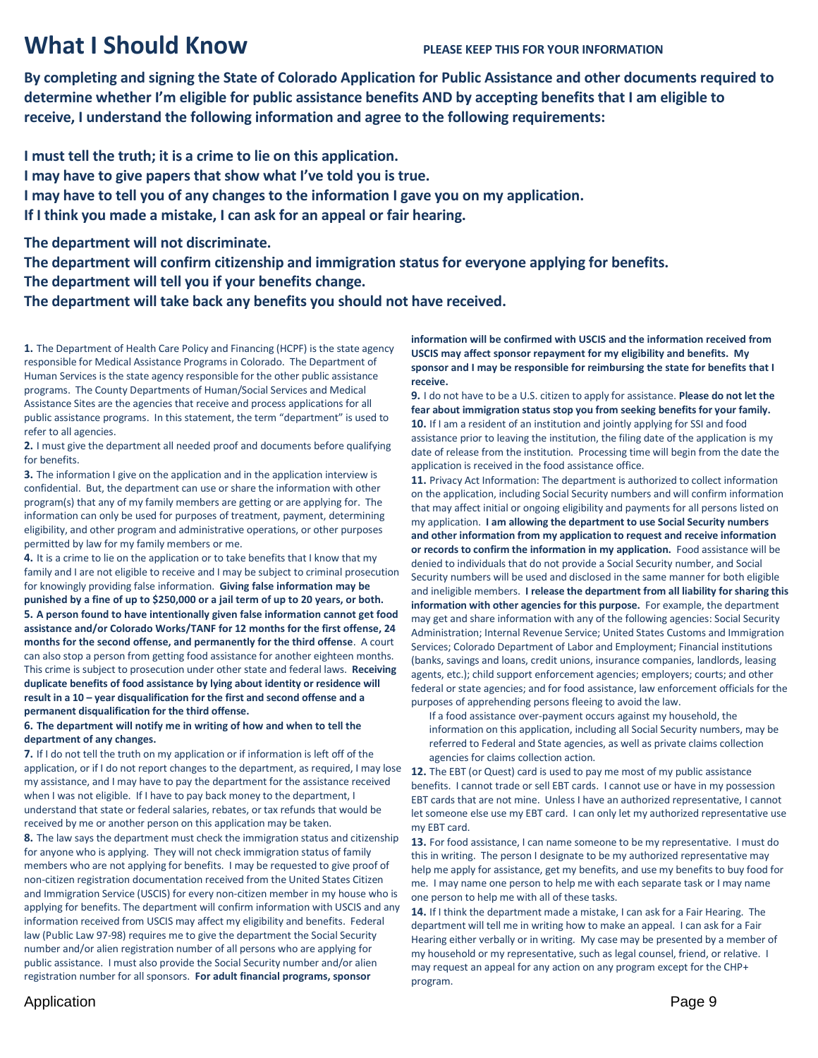# What I Should Know

**PLEASE KEEP THIS FOR YOUR INFORMATION**

**By completing and signing the State of Colorado Application for Public Assistance and other documents required to determine whether I'm eligible for public assistance benefits AND by accepting benefits that I am eligible to receive, I understand the following information and agree to the following requirements:**

**I must tell the truth; it is a crime to lie on this application.**
**I may have to give papers that show what I've told you is true.**
**I may have to tell you of any changes to the information I gave you on my application.**
**If I think you made a mistake, I can ask for an appeal or fair hearing.**

**The department will not discriminate.**
**The department will confirm citizenship and immigration status for everyone applying for benefits.**
**The department will tell you if your benefits change.**
**The department will take back any benefits you should not have received.**

**1.** The Department of Health Care Policy and Financing (HCPF) is the state agency responsible for Medical Assistance Programs in Colorado. The Department of Human Services is the state agency responsible for the other public assistance programs. The County Departments of Human/Social Services and Medical Assistance Sites are the agencies that receive and process applications for all public assistance programs. In this statement, the term "department" is used to refer to all agencies.

**2.** I must give the department all needed proof and documents before qualifying for benefits.

**3.** The information I give on the application and in the application interview is confidential. But, the department can use or share the information with other program(s) that any of my family members are getting or are applying for. The information can only be used for purposes of treatment, payment, determining eligibility, and other program and administrative operations, or other purposes permitted by law for my family members or me.

**4.** It is a crime to lie on the application or to take benefits that I know that my family and I are not eligible to receive and I may be subject to criminal prosecution for knowingly providing false information. **Giving false information may be punished by a fine of up to $250,000 or a jail term of up to 20 years, or both.**

**5. A person found to have intentionally given false information cannot get food assistance and/or Colorado Works/TANF for 12 months for the first offense, 24 months for the second offense, and permanently for the third offense**. A court can also stop a person from getting food assistance for another eighteen months. This crime is subject to prosecution under other state and federal laws. **Receiving duplicate benefits of food assistance by lying about identity or residence will result in a 10 – year disqualification for the first and second offense and a permanent disqualification for the third offense.**

**6. The department will notify me in writing of how and when to tell the department of any changes.**

**7.** If I do not tell the truth on my application or if information is left off of the application, or if I do not report changes to the department, as required, I may lose my assistance, and I may have to pay the department for the assistance received when I was not eligible. If I have to pay back money to the department, I understand that state or federal salaries, rebates, or tax refunds that would be received by me or another person on this application may be taken.

**8.** The law says the department must check the immigration status and citizenship for anyone who is applying. They will not check immigration status of family members who are not applying for benefits. I may be requested to give proof of non-citizen registration documentation received from the United States Citizen and Immigration Service (USCIS) for every non-citizen member in my house who is applying for benefits. The department will confirm information with USCIS and any information received from USCIS may affect my eligibility and benefits. Federal law (Public Law 97-98) requires me to give the department the Social Security number and/or alien registration number of all persons who are applying for public assistance. I must also provide the Social Security number and/or alien registration number for all sponsors. **For adult financial programs, sponsor information will be confirmed with USCIS and the information received from USCIS may affect sponsor repayment for my eligibility and benefits. My sponsor and I may be responsible for reimbursing the state for benefits that I receive.**

**9.** I do not have to be a U.S. citizen to apply for assistance. **Please do not let the fear about immigration status stop you from seeking benefits for your family.**

**10.** If I am a resident of an institution and jointly applying for SSI and food assistance prior to leaving the institution, the filing date of the application is my date of release from the institution. Processing time will begin from the date the application is received in the food assistance office.

**11.** Privacy Act Information: The department is authorized to collect information on the application, including Social Security numbers and will confirm information that may affect initial or ongoing eligibility and payments for all persons listed on my application. **I am allowing the department to use Social Security numbers and other information from my application to request and receive information or records to confirm the information in my application.** Food assistance will be denied to individuals that do not provide a Social Security number, and Social Security numbers will be used and disclosed in the same manner for both eligible and ineligible members. **I release the department from all liability for sharing this information with other agencies for this purpose.** For example, the department may get and share information with any of the following agencies: Social Security Administration; Internal Revenue Service; United States Customs and Immigration Services; Colorado Department of Labor and Employment; Financial institutions (banks, savings and loans, credit unions, insurance companies, landlords, leasing agents, etc.); child support enforcement agencies; employers; courts; and other federal or state agencies; and for food assistance, law enforcement officials for the purposes of apprehending persons fleeing to avoid the law.

If a food assistance over-payment occurs against my household, the information on this application, including all Social Security numbers, may be referred to Federal and State agencies, as well as private claims collection agencies for claims collection action.

**12.** The EBT (or Quest) card is used to pay me most of my public assistance benefits. I cannot trade or sell EBT cards. I cannot use or have in my possession EBT cards that are not mine. Unless I have an authorized representative, I cannot let someone else use my EBT card. I can only let my authorized representative use my EBT card.

**13.** For food assistance, I can name someone to be my representative. I must do this in writing. The person I designate to be my authorized representative may help me apply for assistance, get my benefits, and use my benefits to buy food for me. I may name one person to help me with each separate task or I may name one person to help me with all of these tasks.

**14.** If I think the department made a mistake, I can ask for a Fair Hearing. The department will tell me in writing how to make an appeal. I can ask for a Fair Hearing either verbally or in writing. My case may be presented by a member of my household or my representative, such as legal counsel, friend, or relative. I may request an appeal for any action on any program except for the CHP+ program.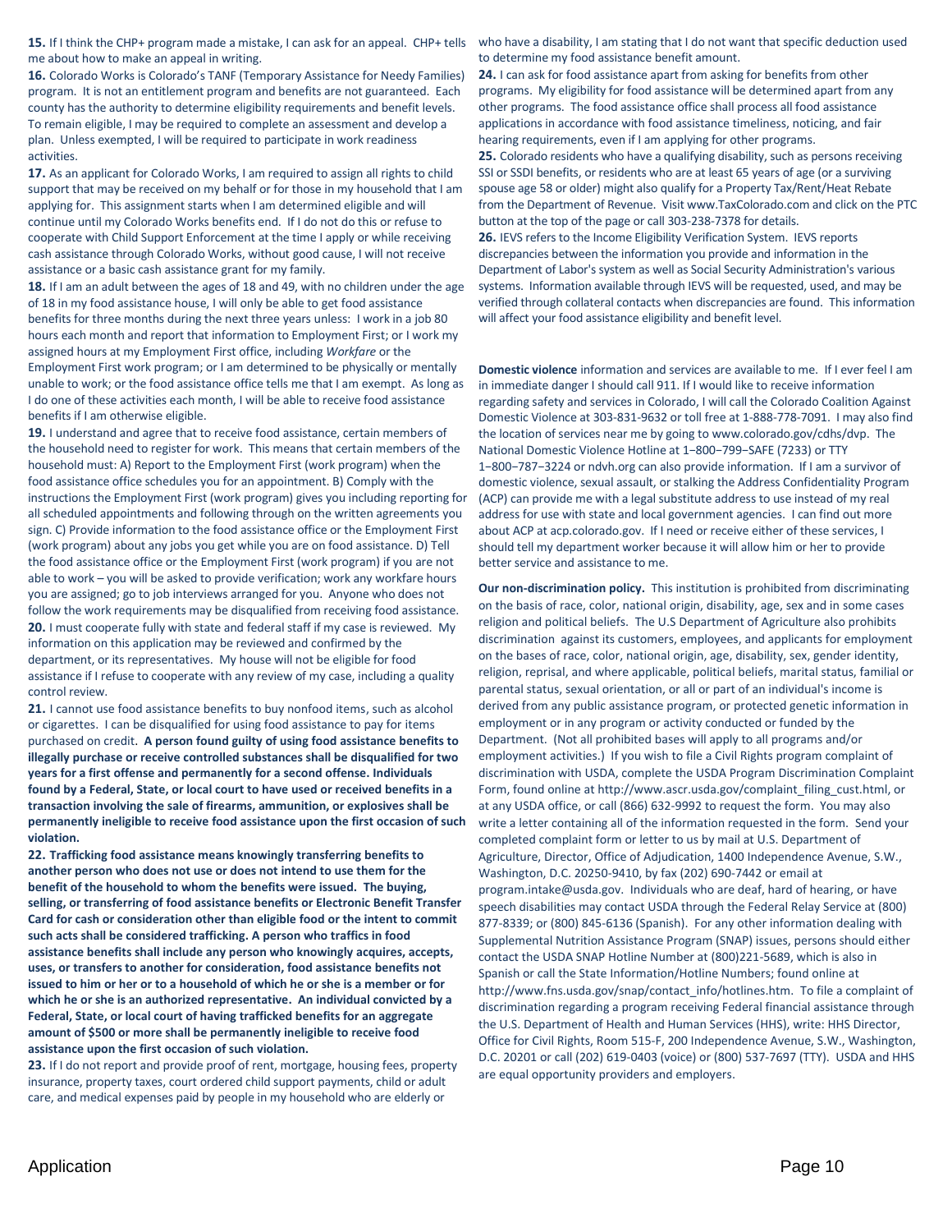**15.** If I think the CHP+ program made a mistake, I can ask for an appeal. CHP+ tells me about how to make an appeal in writing.

**16.** Colorado Works is Colorado's TANF (Temporary Assistance for Needy Families) program. It is not an entitlement program and benefits are not guaranteed. Each county has the authority to determine eligibility requirements and benefit levels. To remain eligible, I may be required to complete an assessment and develop a plan. Unless exempted, I will be required to participate in work readiness activities.

**17.** As an applicant for Colorado Works, I am required to assign all rights to child support that may be received on my behalf or for those in my household that I am applying for. This assignment starts when I am determined eligible and will continue until my Colorado Works benefits end. If I do not do this or refuse to cooperate with Child Support Enforcement at the time I apply or while receiving cash assistance through Colorado Works, without good cause, I will not receive assistance or a basic cash assistance grant for my family.

**18.** If I am an adult between the ages of 18 and 49, with no children under the age of 18 in my food assistance house, I will only be able to get food assistance benefits for three months during the next three years unless: I work in a job 80 hours each month and report that information to Employment First; or I work my assigned hours at my Employment First office, including *Workfare* or the Employment First work program; or I am determined to be physically or mentally unable to work; or the food assistance office tells me that I am exempt. As long as I do one of these activities each month, I will be able to receive food assistance benefits if I am otherwise eligible.

**19.** I understand and agree that to receive food assistance, certain members of the household need to register for work. This means that certain members of the household must: A) Report to the Employment First (work program) when the food assistance office schedules you for an appointment. B) Comply with the instructions the Employment First (work program) gives you including reporting for all scheduled appointments and following through on the written agreements you sign. C) Provide information to the food assistance office or the Employment First (work program) about any jobs you get while you are on food assistance. D) Tell the food assistance office or the Employment First (work program) if you are not able to work – you will be asked to provide verification; work any workfare hours you are assigned; go to job interviews arranged for you. Anyone who does not follow the work requirements may be disqualified from receiving food assistance.

**20.** I must cooperate fully with state and federal staff if my case is reviewed. My information on this application may be reviewed and confirmed by the department, or its representatives. My house will not be eligible for food assistance if I refuse to cooperate with any review of my case, including a quality control review.

**21.** I cannot use food assistance benefits to buy nonfood items, such as alcohol or cigarettes. I can be disqualified for using food assistance to pay for items purchased on credit. **A person found guilty of using food assistance benefits to illegally purchase or receive controlled substances shall be disqualified for two years for a first offense and permanently for a second offense. Individuals found by a Federal, State, or local court to have used or received benefits in a transaction involving the sale of firearms, ammunition, or explosives shall be permanently ineligible to receive food assistance upon the first occasion of such violation.**

**22. Trafficking food assistance means knowingly transferring benefits to another person who does not use or does not intend to use them for the benefit of the household to whom the benefits were issued. The buying, selling, or transferring of food assistance benefits or Electronic Benefit Transfer Card for cash or consideration other than eligible food or the intent to commit such acts shall be considered trafficking. A person who traffics in food assistance benefits shall include any person who knowingly acquires, accepts, uses, or transfers to another for consideration, food assistance benefits not issued to him or her or to a household of which he or she is a member or for which he or she is an authorized representative. An individual convicted by a Federal, State, or local court of having trafficked benefits for an aggregate amount of $500 or more shall be permanently ineligible to receive food assistance upon the first occasion of such violation.**

**23.** If I do not report and provide proof of rent, mortgage, housing fees, property insurance, property taxes, court ordered child support payments, child or adult care, and medical expenses paid by people in my household who are elderly or who have a disability, I am stating that I do not want that specific deduction used to determine my food assistance benefit amount.

**24.** I can ask for food assistance apart from asking for benefits from other programs. My eligibility for food assistance will be determined apart from any other programs. The food assistance office shall process all food assistance applications in accordance with food assistance timeliness, noticing, and fair hearing requirements, even if I am applying for other programs.

**25.** Colorado residents who have a qualifying disability, such as persons receiving SSI or SSDI benefits, or residents who are at least 65 years of age (or a surviving spouse age 58 or older) might also qualify for a Property Tax/Rent/Heat Rebate from the Department of Revenue. Visit www.TaxColorado.com and click on the PTC button at the top of the page or call 303-238-7378 for details.

**26.** IEVS refers to the Income Eligibility Verification System. IEVS reports discrepancies between the information you provide and information in the Department of Labor's system as well as Social Security Administration's various systems. Information available through IEVS will be requested, used, and may be verified through collateral contacts when discrepancies are found. This information will affect your food assistance eligibility and benefit level.

**Domestic violence** information and services are available to me. If I ever feel I am in immediate danger I should call 911. If I would like to receive information regarding safety and services in Colorado, I will call the Colorado Coalition Against Domestic Violence at 303-831-9632 or toll free at 1-888-778-7091. I may also find the location of services near me by going to www.colorado.gov/cdhs/dvp. The National Domestic Violence Hotline at 1–800–799–SAFE (7233) or TTY 1–800–787–3224 or ndvh.org can also provide information. If I am a survivor of domestic violence, sexual assault, or stalking the Address Confidentiality Program (ACP) can provide me with a legal substitute address to use instead of my real address for use with state and local government agencies. I can find out more about ACP at acp.colorado.gov. If I need or receive either of these services, I should tell my department worker because it will allow him or her to provide better service and assistance to me.

**Our non-discrimination policy.** This institution is prohibited from discriminating on the basis of race, color, national origin, disability, age, sex and in some cases religion and political beliefs. The U.S Department of Agriculture also prohibits discrimination against its customers, employees, and applicants for employment on the bases of race, color, national origin, age, disability, sex, gender identity, religion, reprisal, and where applicable, political beliefs, marital status, familial or parental status, sexual orientation, or all or part of an individual's income is derived from any public assistance program, or protected genetic information in employment or in any program or activity conducted or funded by the Department. (Not all prohibited bases will apply to all programs and/or employment activities.) If you wish to file a Civil Rights program complaint of discrimination with USDA, complete the USDA Program Discrimination Complaint Form, found online at http://www.ascr.usda.gov/complaint_filing_cust.html, or at any USDA office, or call (866) 632-9992 to request the form. You may also write a letter containing all of the information requested in the form. Send your completed complaint form or letter to us by mail at U.S. Department of Agriculture, Director, Office of Adjudication, 1400 Independence Avenue, S.W., Washington, D.C. 20250-9410, by fax (202) 690-7442 or email at program.intake@usda.gov. Individuals who are deaf, hard of hearing, or have speech disabilities may contact USDA through the Federal Relay Service at (800) 877-8339; or (800) 845-6136 (Spanish). For any other information dealing with Supplemental Nutrition Assistance Program (SNAP) issues, persons should either contact the USDA SNAP Hotline Number at (800)221-5689, which is also in Spanish or call the State Information/Hotline Numbers; found online at http://www.fns.usda.gov/snap/contact_info/hotlines.htm. To file a complaint of discrimination regarding a program receiving Federal financial assistance through the U.S. Department of Health and Human Services (HHS), write: HHS Director, Office for Civil Rights, Room 515-F, 200 Independence Avenue, S.W., Washington, D.C. 20201 or call (202) 619-0403 (voice) or (800) 537-7697 (TTY). USDA and HHS are equal opportunity providers and employers.